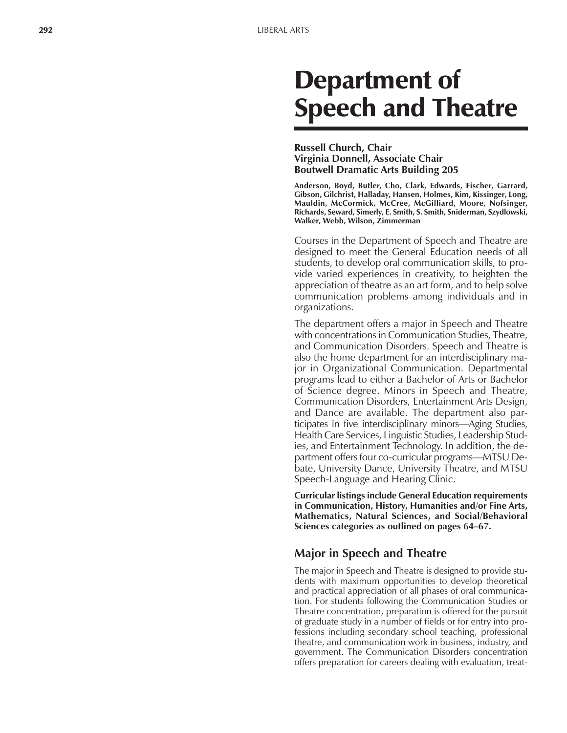# Department of Speech and Theatre

**Russell Church, Chair**
**Virginia Donnell, Associate Chair**
**Boutwell Dramatic Arts Building 205**

**Anderson, Boyd, Butler, Cho, Clark, Edwards, Fischer, Garrard, Gibson, Gilchrist, Halladay, Hansen, Holmes, Kim, Kissinger, Long, Mauldin, McCormick, McCree, McGilliard, Moore, Nofsinger, Richards, Seward, Simerly, E. Smith, S. Smith, Sniderman, Szydlowski, Walker, Webb, Wilson, Zimmerman**

Courses in the Department of Speech and Theatre are designed to meet the General Education needs of all students, to develop oral communication skills, to provide varied experiences in creativity, to heighten the appreciation of theatre as an art form, and to help solve communication problems among individuals and in organizations.

The department offers a major in Speech and Theatre with concentrations in Communication Studies, Theatre, and Communication Disorders. Speech and Theatre is also the home department for an interdisciplinary major in Organizational Communication. Departmental programs lead to either a Bachelor of Arts or Bachelor of Science degree. Minors in Speech and Theatre, Communication Disorders, Entertainment Arts Design, and Dance are available. The department also participates in five interdisciplinary minors—Aging Studies, Health Care Services, Linguistic Studies, Leadership Studies, and Entertainment Technology. In addition, the department offers four co-curricular programs—MTSU Debate, University Dance, University Theatre, and MTSU Speech-Language and Hearing Clinic.

**Curricular listings include General Education requirements in Communication, History, Humanities and/or Fine Arts, Mathematics, Natural Sciences, and Social/Behavioral Sciences categories as outlined on pages 64–67.**

## Major in Speech and Theatre

The major in Speech and Theatre is designed to provide students with maximum opportunities to develop theoretical and practical appreciation of all phases of oral communication. For students following the Communication Studies or Theatre concentration, preparation is offered for the pursuit of graduate study in a number of fields or for entry into professions including secondary school teaching, professional theatre, and communication work in business, industry, and government. The Communication Disorders concentration offers preparation for careers dealing with evaluation, treat-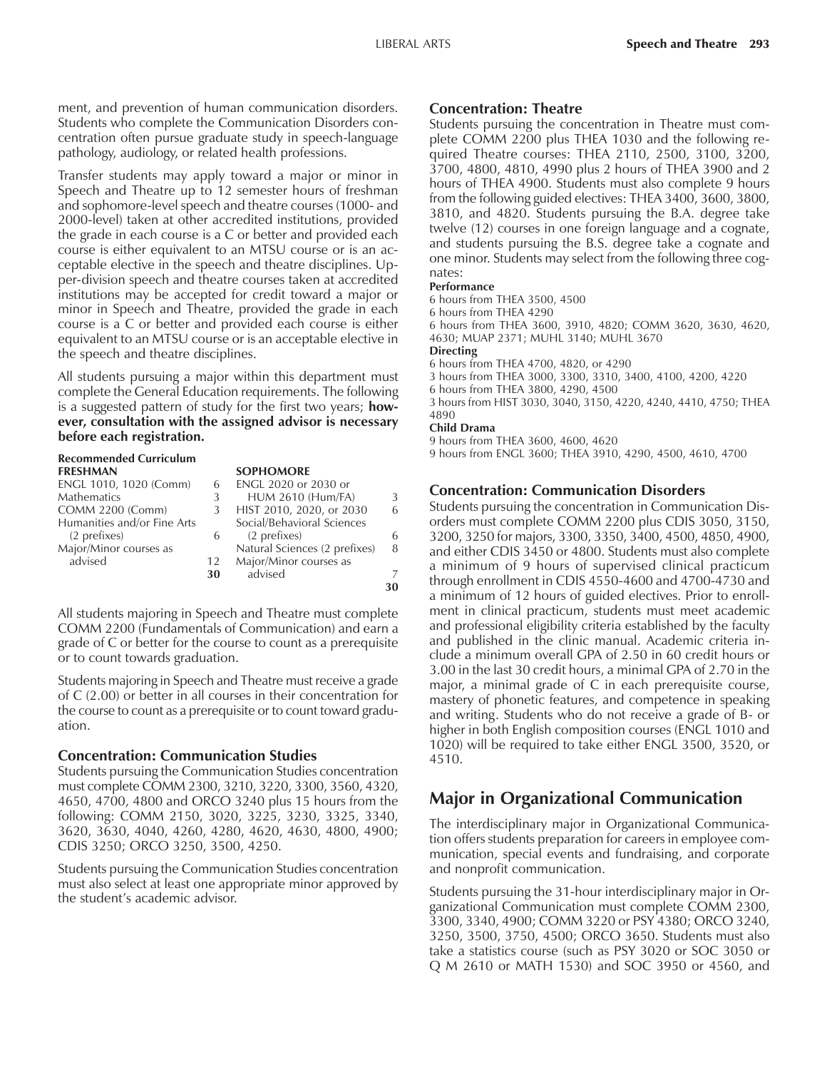ment, and prevention of human communication disorders. Students who complete the Communication Disorders concentration often pursue graduate study in speech-language pathology, audiology, or related health professions.

Transfer students may apply toward a major or minor in Speech and Theatre up to 12 semester hours of freshman and sophomore-level speech and theatre courses (1000- and 2000-level) taken at other accredited institutions, provided the grade in each course is a C or better and provided each course is either equivalent to an MTSU course or is an acceptable elective in the speech and theatre disciplines. Upper-division speech and theatre courses taken at accredited institutions may be accepted for credit toward a major or minor in Speech and Theatre, provided the grade in each course is a C or better and provided each course is either equivalent to an MTSU course or is an acceptable elective in the speech and theatre disciplines.

All students pursuing a major within this department must complete the General Education requirements. The following is a suggested pattern of study for the first two years; **however, consultation with the assigned advisor is necessary before each registration.**

**Recommended Curriculum**

| FRESHMAN | | SOPHOMORE | |
|---|---|---|---|
| ENGL 1010, 1020 (Comm) | 6 | ENGL 2020 or 2030 or HUM 2610 (Hum/FA) | 3 |
| Mathematics | 3 | HIST 2010, 2020, or 2030 | 6 |
| COMM 2200 (Comm) | 3 | Social/Behavioral Sciences (2 prefixes) | 6 |
| Humanities and/or Fine Arts (2 prefixes) | 6 | Natural Sciences (2 prefixes) | 8 |
| Major/Minor courses as advised | 12 | Major/Minor courses as advised | 7 |
| | **30** | | **30** |

All students majoring in Speech and Theatre must complete COMM 2200 (Fundamentals of Communication) and earn a grade of C or better for the course to count as a prerequisite or to count towards graduation.

Students majoring in Speech and Theatre must receive a grade of C (2.00) or better in all courses in their concentration for the course to count as a prerequisite or to count toward graduation.

### Concentration: Communication Studies

Students pursuing the Communication Studies concentration must complete COMM 2300, 3210, 3220, 3300, 3560, 4320, 4650, 4700, 4800 and ORCO 3240 plus 15 hours from the following: COMM 2150, 3020, 3225, 3230, 3325, 3340, 3620, 3630, 4040, 4260, 4280, 4620, 4630, 4800, 4900; CDIS 3250; ORCO 3250, 3500, 4250.

Students pursuing the Communication Studies concentration must also select at least one appropriate minor approved by the student's academic advisor.

### Concentration: Theatre

Students pursuing the concentration in Theatre must complete COMM 2200 plus THEA 1030 and the following required Theatre courses: THEA 2110, 2500, 3100, 3200, 3700, 4800, 4810, 4990 plus 2 hours of THEA 3900 and 2 hours of THEA 4900. Students must also complete 9 hours from the following guided electives: THEA 3400, 3600, 3800, 3810, and 4820. Students pursuing the B.A. degree take twelve (12) courses in one foreign language and a cognate, and students pursuing the B.S. degree take a cognate and one minor. Students may select from the following three cognates:

**Performance**

6 hours from THEA 3500, 4500
6 hours from THEA 4290
6 hours from THEA 3600, 3910, 4820; COMM 3620, 3630, 4620, 4630; MUAP 2371; MUHL 3140; MUHL 3670

**Directing**

6 hours from THEA 4700, 4820, or 4290
3 hours from THEA 3000, 3300, 3310, 3400, 4100, 4200, 4220
6 hours from THEA 3800, 4290, 4500
3 hours from HIST 3030, 3040, 3150, 4220, 4240, 4410, 4750; THEA 4890

**Child Drama**

9 hours from THEA 3600, 4600, 4620
9 hours from ENGL 3600; THEA 3910, 4290, 4500, 4610, 4700

### Concentration: Communication Disorders

Students pursuing the concentration in Communication Disorders must complete COMM 2200 plus CDIS 3050, 3150, 3200, 3250 for majors, 3300, 3350, 3400, 4500, 4850, 4900, and either CDIS 3450 or 4800. Students must also complete a minimum of 9 hours of supervised clinical practicum through enrollment in CDIS 4550-4600 and 4700-4730 and a minimum of 12 hours of guided electives. Prior to enrollment in clinical practicum, students must meet academic and professional eligibility criteria established by the faculty and published in the clinic manual. Academic criteria include a minimum overall GPA of 2.50 in 60 credit hours or 3.00 in the last 30 credit hours, a minimal GPA of 2.70 in the major, a minimal grade of C in each prerequisite course, mastery of phonetic features, and competence in speaking and writing. Students who do not receive a grade of B- or higher in both English composition courses (ENGL 1010 and 1020) will be required to take either ENGL 3500, 3520, or 4510.

## Major in Organizational Communication

The interdisciplinary major in Organizational Communication offers students preparation for careers in employee communication, special events and fundraising, and corporate and nonprofit communication.

Students pursuing the 31-hour interdisciplinary major in Organizational Communication must complete COMM 2300, 3300, 3340, 4900; COMM 3220 or PSY 4380; ORCO 3240, 3250, 3500, 3750, 4500; ORCO 3650. Students must also take a statistics course (such as PSY 3020 or SOC 3050 or Q M 2610 or MATH 1530) and SOC 3950 or 4560, and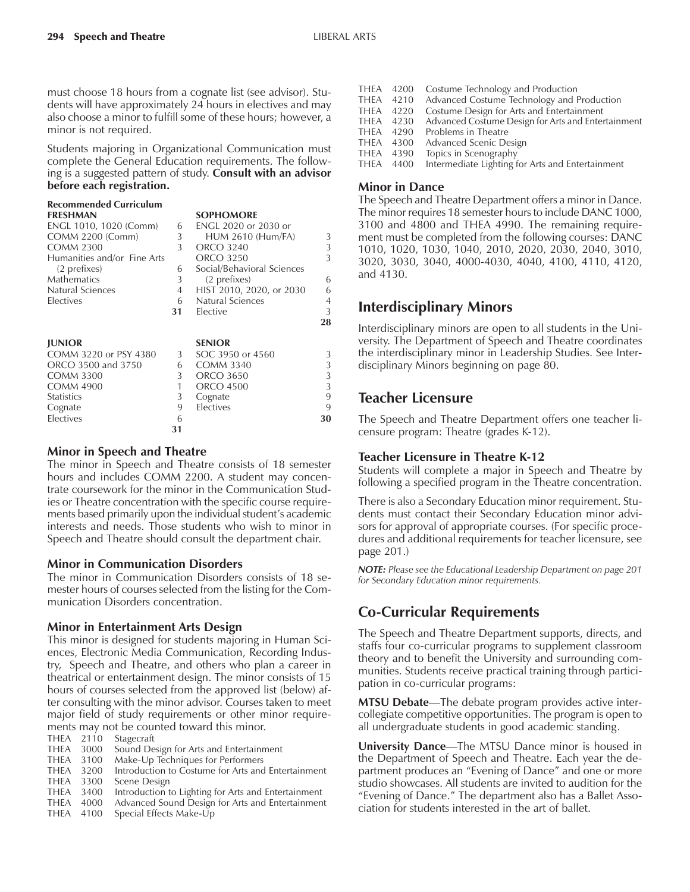must choose 18 hours from a cognate list (see advisor). Students will have approximately 24 hours in electives and may also choose a minor to fulfill some of these hours; however, a minor is not required.

Students majoring in Organizational Communication must complete the General Education requirements. The following is a suggested pattern of study. **Consult with an advisor before each registration.**

**Recommended Curriculum**

| FRESHMAN | | SOPHOMORE | |
|---|---|---|---|
| ENGL 1010, 1020 (Comm) | 6 | ENGL 2020 or 2030 or HUM 2610 (Hum/FA) | 3 |
| COMM 2200 (Comm) | 3 | ORCO 3240 | 3 |
| COMM 2300 | 3 | ORCO 3250 | 3 |
| Humanities and/or Fine Arts (2 prefixes) | 6 | Social/Behavioral Sciences (2 prefixes) | 6 |
| Mathematics | 3 | HIST 2010, 2020, or 2030 | 6 |
| Natural Sciences | 4 | Natural Sciences | 4 |
| Electives | 6 | Elective | 3 |
| | **31** | | **28** |

| JUNIOR | | SENIOR | |
|---|---|---|---|
| COMM 3220 or PSY 4380 | 3 | SOC 3950 or 4560 | 3 |
| ORCO 3500 and 3750 | 6 | COMM 3340 | 3 |
| COMM 3300 | 3 | ORCO 3650 | 3 |
| COMM 4900 | 1 | ORCO 4500 | 3 |
| Statistics | 3 | Cognate | 9 |
| Cognate | 9 | Electives | 9 |
| Electives | 6 | | **30** |
| | **31** | | |

### Minor in Speech and Theatre

The minor in Speech and Theatre consists of 18 semester hours and includes COMM 2200. A student may concentrate coursework for the minor in the Communication Studies or Theatre concentration with the specific course requirements based primarily upon the individual student's academic interests and needs. Those students who wish to minor in Speech and Theatre should consult the department chair.

### Minor in Communication Disorders

The minor in Communication Disorders consists of 18 semester hours of courses selected from the listing for the Communication Disorders concentration.

### Minor in Entertainment Arts Design

This minor is designed for students majoring in Human Sciences, Electronic Media Communication, Recording Industry, Speech and Theatre, and others who plan a career in theatrical or entertainment design. The minor consists of 15 hours of courses selected from the approved list (below) after consulting with the minor advisor. Courses taken to meet major field of study requirements or other minor requirements may not be counted toward this minor.

THEA 2110 Stagecraft
THEA 3000 Sound Design for Arts and Entertainment
THEA 3100 Make-Up Techniques for Performers
THEA 3200 Introduction to Costume for Arts and Entertainment
THEA 3300 Scene Design
THEA 3400 Introduction to Lighting for Arts and Entertainment
THEA 4000 Advanced Sound Design for Arts and Entertainment
THEA 4100 Special Effects Make-Up
THEA 4200 Costume Technology and Production
THEA 4210 Advanced Costume Technology and Production
THEA 4220 Costume Design for Arts and Entertainment
THEA 4230 Advanced Costume Design for Arts and Entertainment
THEA 4290 Problems in Theatre
THEA 4300 Advanced Scenic Design
THEA 4390 Topics in Scenography
THEA 4400 Intermediate Lighting for Arts and Entertainment

### Minor in Dance

The Speech and Theatre Department offers a minor in Dance. The minor requires 18 semester hours to include DANC 1000, 3100 and 4800 and THEA 4990. The remaining requirement must be completed from the following courses: DANC 1010, 1020, 1030, 1040, 2010, 2020, 2030, 2040, 3010, 3020, 3030, 3040, 4000-4030, 4040, 4100, 4110, 4120, and 4130.

## Interdisciplinary Minors

Interdisciplinary minors are open to all students in the University. The Department of Speech and Theatre coordinates the interdisciplinary minor in Leadership Studies. See Interdisciplinary Minors beginning on page 80.

## Teacher Licensure

The Speech and Theatre Department offers one teacher licensure program: Theatre (grades K-12).

### Teacher Licensure in Theatre K-12

Students will complete a major in Speech and Theatre by following a specified program in the Theatre concentration.

There is also a Secondary Education minor requirement. Students must contact their Secondary Education minor advisors for approval of appropriate courses. (For specific procedures and additional requirements for teacher licensure, see page 201.)

***NOTE:*** *Please see the Educational Leadership Department on page 201 for Secondary Education minor requirements.*

## Co-Curricular Requirements

The Speech and Theatre Department supports, directs, and staffs four co-curricular programs to supplement classroom theory and to benefit the University and surrounding communities. Students receive practical training through participation in co-curricular programs:

**MTSU Debate**—The debate program provides active intercollegiate competitive opportunities. The program is open to all undergraduate students in good academic standing.

**University Dance**—The MTSU Dance minor is housed in the Department of Speech and Theatre. Each year the department produces an "Evening of Dance" and one or more studio showcases. All students are invited to audition for the "Evening of Dance." The department also has a Ballet Association for students interested in the art of ballet.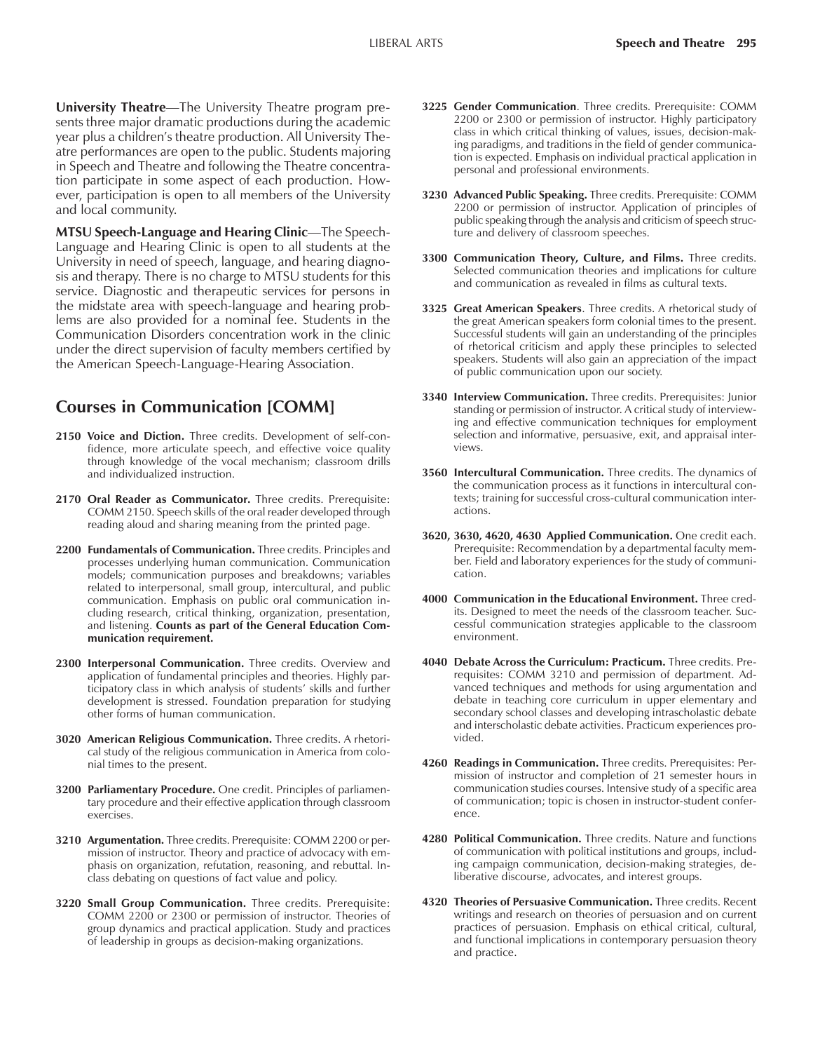**University Theatre**—The University Theatre program presents three major dramatic productions during the academic year plus a children's theatre production. All University Theatre performances are open to the public. Students majoring in Speech and Theatre and following the Theatre concentration participate in some aspect of each production. However, participation is open to all members of the University and local community.

**MTSU Speech-Language and Hearing Clinic**—The Speech-Language and Hearing Clinic is open to all students at the University in need of speech, language, and hearing diagnosis and therapy. There is no charge to MTSU students for this service. Diagnostic and therapeutic services for persons in the midstate area with speech-language and hearing problems are also provided for a nominal fee. Students in the Communication Disorders concentration work in the clinic under the direct supervision of faculty members certified by the American Speech-Language-Hearing Association.

## Courses in Communication [COMM]

**2150 Voice and Diction.** Three credits. Development of self-confidence, more articulate speech, and effective voice quality through knowledge of the vocal mechanism; classroom drills and individualized instruction.

**2170 Oral Reader as Communicator.** Three credits. Prerequisite: COMM 2150. Speech skills of the oral reader developed through reading aloud and sharing meaning from the printed page.

**2200 Fundamentals of Communication.** Three credits. Principles and processes underlying human communication. Communication models; communication purposes and breakdowns; variables related to interpersonal, small group, intercultural, and public communication. Emphasis on public oral communication including research, critical thinking, organization, presentation, and listening. **Counts as part of the General Education Communication requirement.**

**2300 Interpersonal Communication.** Three credits. Overview and application of fundamental principles and theories. Highly participatory class in which analysis of students' skills and further development is stressed. Foundation preparation for studying other forms of human communication.

**3020 American Religious Communication.** Three credits. A rhetorical study of the religious communication in America from colonial times to the present.

**3200 Parliamentary Procedure.** One credit. Principles of parliamentary procedure and their effective application through classroom exercises.

**3210 Argumentation.** Three credits. Prerequisite: COMM 2200 or permission of instructor. Theory and practice of advocacy with emphasis on organization, refutation, reasoning, and rebuttal. In-class debating on questions of fact value and policy.

**3220 Small Group Communication.** Three credits. Prerequisite: COMM 2200 or 2300 or permission of instructor. Theories of group dynamics and practical application. Study and practices of leadership in groups as decision-making organizations.

**3225 Gender Communication**. Three credits. Prerequisite: COMM 2200 or 2300 or permission of instructor. Highly participatory class in which critical thinking of values, issues, decision-making paradigms, and traditions in the field of gender communication is expected. Emphasis on individual practical application in personal and professional environments.

**3230 Advanced Public Speaking.** Three credits. Prerequisite: COMM 2200 or permission of instructor. Application of principles of public speaking through the analysis and criticism of speech structure and delivery of classroom speeches.

**3300 Communication Theory, Culture, and Films.** Three credits. Selected communication theories and implications for culture and communication as revealed in films as cultural texts.

**3325 Great American Speakers**. Three credits. A rhetorical study of the great American speakers form colonial times to the present. Successful students will gain an understanding of the principles of rhetorical criticism and apply these principles to selected speakers. Students will also gain an appreciation of the impact of public communication upon our society.

**3340 Interview Communication.** Three credits. Prerequisites: Junior standing or permission of instructor. A critical study of interviewing and effective communication techniques for employment selection and informative, persuasive, exit, and appraisal interviews.

**3560 Intercultural Communication.** Three credits. The dynamics of the communication process as it functions in intercultural contexts; training for successful cross-cultural communication interactions.

**3620, 3630, 4620, 4630 Applied Communication.** One credit each. Prerequisite: Recommendation by a departmental faculty member. Field and laboratory experiences for the study of communication.

**4000 Communication in the Educational Environment.** Three credits. Designed to meet the needs of the classroom teacher. Successful communication strategies applicable to the classroom environment.

**4040 Debate Across the Curriculum: Practicum.** Three credits. Prerequisites: COMM 3210 and permission of department. Advanced techniques and methods for using argumentation and debate in teaching core curriculum in upper elementary and secondary school classes and developing intrascholastic debate and interscholastic debate activities. Practicum experiences provided.

**4260 Readings in Communication.** Three credits. Prerequisites: Permission of instructor and completion of 21 semester hours in communication studies courses. Intensive study of a specific area of communication; topic is chosen in instructor-student conference.

**4280 Political Communication.** Three credits. Nature and functions of communication with political institutions and groups, including campaign communication, decision-making strategies, deliberative discourse, advocates, and interest groups.

**4320 Theories of Persuasive Communication.** Three credits. Recent writings and research on theories of persuasion and on current practices of persuasion. Emphasis on ethical critical, cultural, and functional implications in contemporary persuasion theory and practice.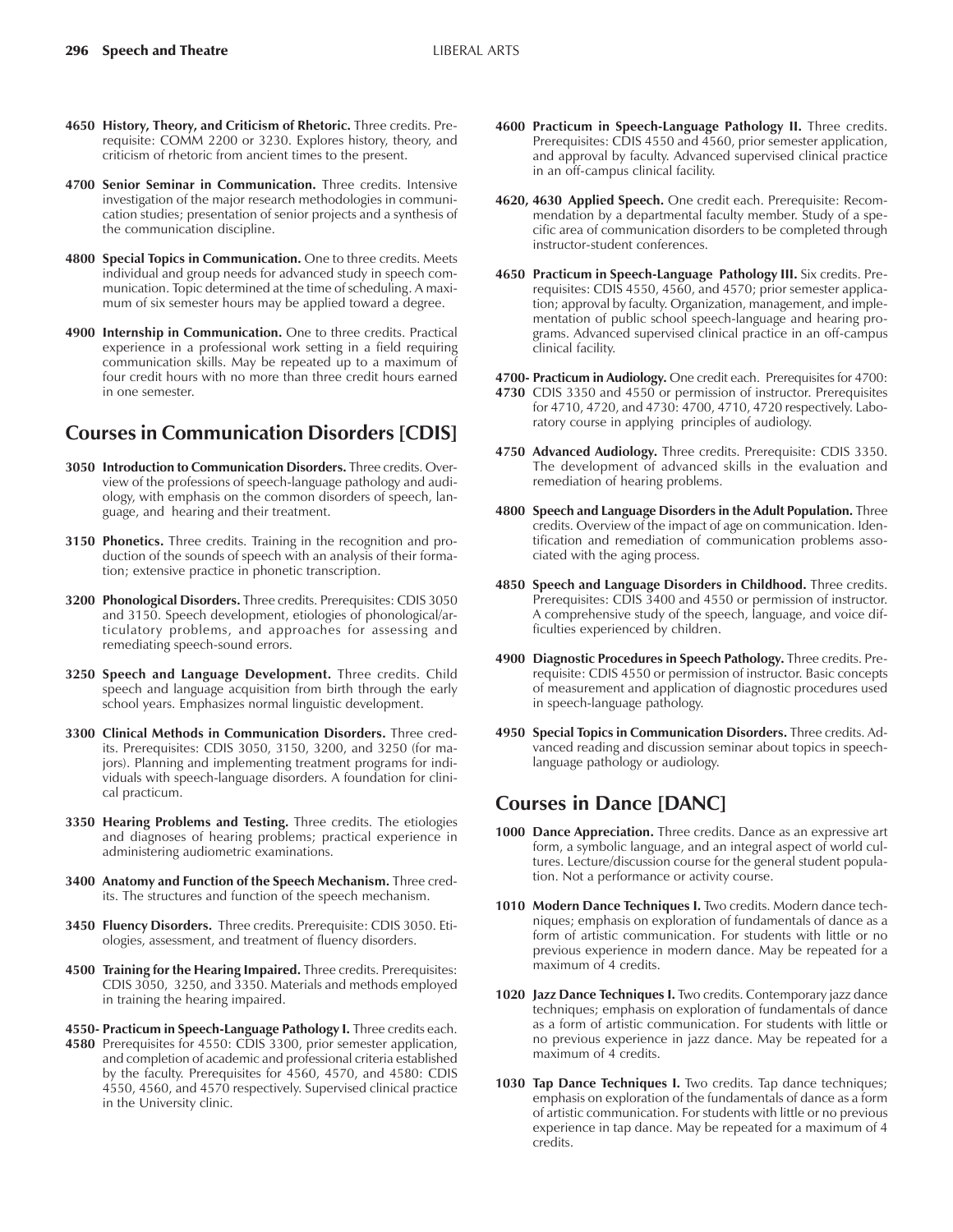**4650 History, Theory, and Criticism of Rhetoric.** Three credits. Prerequisite: COMM 2200 or 3230. Explores history, theory, and criticism of rhetoric from ancient times to the present.

**4700 Senior Seminar in Communication.** Three credits. Intensive investigation of the major research methodologies in communication studies; presentation of senior projects and a synthesis of the communication discipline.

**4800 Special Topics in Communication.** One to three credits. Meets individual and group needs for advanced study in speech communication. Topic determined at the time of scheduling. A maximum of six semester hours may be applied toward a degree.

**4900 Internship in Communication.** One to three credits. Practical experience in a professional work setting in a field requiring communication skills. May be repeated up to a maximum of four credit hours with no more than three credit hours earned in one semester.

## Courses in Communication Disorders [CDIS]

**3050 Introduction to Communication Disorders.** Three credits. Overview of the professions of speech-language pathology and audiology, with emphasis on the common disorders of speech, language, and hearing and their treatment.

**3150 Phonetics.** Three credits. Training in the recognition and production of the sounds of speech with an analysis of their formation; extensive practice in phonetic transcription.

**3200 Phonological Disorders.** Three credits. Prerequisites: CDIS 3050 and 3150. Speech development, etiologies of phonological/articulatory problems, and approaches for assessing and remediating speech-sound errors.

**3250 Speech and Language Development.** Three credits. Child speech and language acquisition from birth through the early school years. Emphasizes normal linguistic development.

**3300 Clinical Methods in Communication Disorders.** Three credits. Prerequisites: CDIS 3050, 3150, 3200, and 3250 (for majors). Planning and implementing treatment programs for individuals with speech-language disorders. A foundation for clinical practicum.

**3350 Hearing Problems and Testing.** Three credits. The etiologies and diagnoses of hearing problems; practical experience in administering audiometric examinations.

**3400 Anatomy and Function of the Speech Mechanism.** Three credits. The structures and function of the speech mechanism.

**3450 Fluency Disorders.** Three credits. Prerequisite: CDIS 3050. Etiologies, assessment, and treatment of fluency disorders.

**4500 Training for the Hearing Impaired.** Three credits. Prerequisites: CDIS 3050, 3250, and 3350. Materials and methods employed in training the hearing impaired.

**4550-4580 Practicum in Speech-Language Pathology I.** Three credits each. Prerequisites for 4550: CDIS 3300, prior semester application, and completion of academic and professional criteria established by the faculty. Prerequisites for 4560, 4570, and 4580: CDIS 4550, 4560, and 4570 respectively. Supervised clinical practice in the University clinic.

**4600 Practicum in Speech-Language Pathology II.** Three credits. Prerequisites: CDIS 4550 and 4560, prior semester application, and approval by faculty. Advanced supervised clinical practice in an off-campus clinical facility.

**4620, 4630 Applied Speech.** One credit each. Prerequisite: Recommendation by a departmental faculty member. Study of a specific area of communication disorders to be completed through instructor-student conferences.

**4650 Practicum in Speech-Language Pathology III.** Six credits. Prerequisites: CDIS 4550, 4560, and 4570; prior semester application; approval by faculty. Organization, management, and implementation of public school speech-language and hearing programs. Advanced supervised clinical practice in an off-campus clinical facility.

**4700-4730 Practicum in Audiology.** One credit each. Prerequisites for 4700: CDIS 3350 and 4550 or permission of instructor. Prerequisites for 4710, 4720, and 4730: 4700, 4710, 4720 respectively. Laboratory course in applying principles of audiology.

**4750 Advanced Audiology.** Three credits. Prerequisite: CDIS 3350. The development of advanced skills in the evaluation and remediation of hearing problems.

**4800 Speech and Language Disorders in the Adult Population.** Three credits. Overview of the impact of age on communication. Identification and remediation of communication problems associated with the aging process.

**4850 Speech and Language Disorders in Childhood.** Three credits. Prerequisites: CDIS 3400 and 4550 or permission of instructor. A comprehensive study of the speech, language, and voice difficulties experienced by children.

**4900 Diagnostic Procedures in Speech Pathology.** Three credits. Prerequisite: CDIS 4550 or permission of instructor. Basic concepts of measurement and application of diagnostic procedures used in speech-language pathology.

**4950 Special Topics in Communication Disorders.** Three credits. Advanced reading and discussion seminar about topics in speech-language pathology or audiology.

## Courses in Dance [DANC]

**1000 Dance Appreciation.** Three credits. Dance as an expressive art form, a symbolic language, and an integral aspect of world cultures. Lecture/discussion course for the general student population. Not a performance or activity course.

**1010 Modern Dance Techniques I.** Two credits. Modern dance techniques; emphasis on exploration of fundamentals of dance as a form of artistic communication. For students with little or no previous experience in modern dance. May be repeated for a maximum of 4 credits.

**1020 Jazz Dance Techniques I.** Two credits. Contemporary jazz dance techniques; emphasis on exploration of fundamentals of dance as a form of artistic communication. For students with little or no previous experience in jazz dance. May be repeated for a maximum of 4 credits.

**1030 Tap Dance Techniques I.** Two credits. Tap dance techniques; emphasis on exploration of the fundamentals of dance as a form of artistic communication. For students with little or no previous experience in tap dance. May be repeated for a maximum of 4 credits.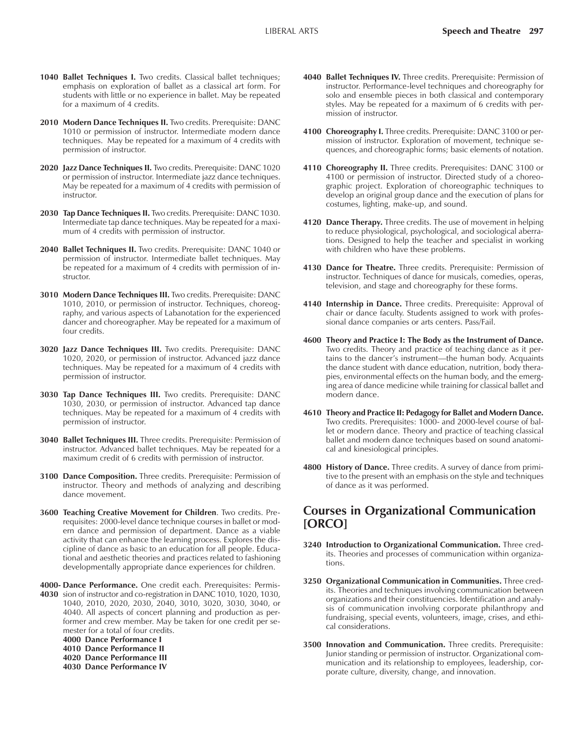**1040 Ballet Techniques I.** Two credits. Classical ballet techniques; emphasis on exploration of ballet as a classical art form. For students with little or no experience in ballet. May be repeated for a maximum of 4 credits.

**2010 Modern Dance Techniques II.** Two credits. Prerequisite: DANC 1010 or permission of instructor. Intermediate modern dance techniques. May be repeated for a maximum of 4 credits with permission of instructor.

**2020 Jazz Dance Techniques II.** Two credits. Prerequisite: DANC 1020 or permission of instructor. Intermediate jazz dance techniques. May be repeated for a maximum of 4 credits with permission of instructor.

**2030 Tap Dance Techniques II.** Two credits. Prerequisite: DANC 1030. Intermediate tap dance techniques. May be repeated for a maximum of 4 credits with permission of instructor.

**2040 Ballet Techniques II.** Two credits. Prerequisite: DANC 1040 or permission of instructor. Intermediate ballet techniques. May be repeated for a maximum of 4 credits with permission of instructor.

**3010 Modern Dance Techniques III.** Two credits. Prerequisite: DANC 1010, 2010, or permission of instructor. Techniques, choreography, and various aspects of Labanotation for the experienced dancer and choreographer. May be repeated for a maximum of four credits.

**3020 Jazz Dance Techniques III.** Two credits. Prerequisite: DANC 1020, 2020, or permission of instructor. Advanced jazz dance techniques. May be repeated for a maximum of 4 credits with permission of instructor.

**3030 Tap Dance Techniques III.** Two credits. Prerequisite: DANC 1030, 2030, or permission of instructor. Advanced tap dance techniques. May be repeated for a maximum of 4 credits with permission of instructor.

**3040 Ballet Techniques III.** Three credits. Prerequisite: Permission of instructor. Advanced ballet techniques. May be repeated for a maximum credit of 6 credits with permission of instructor.

**3100 Dance Composition.** Three credits. Prerequisite: Permission of instructor. Theory and methods of analyzing and describing dance movement.

**3600 Teaching Creative Movement for Children**. Two credits. Prerequisites: 2000-level dance technique courses in ballet or modern dance and permission of department. Dance as a viable activity that can enhance the learning process. Explores the discipline of dance as basic to an education for all people. Educational and aesthetic theories and practices related to fashioning developmentally appropriate dance experiences for children.

**4000-4030 Dance Performance.** One credit each. Prerequisites: Permission of instructor and co-registration in DANC 1010, 1020, 1030, 1040, 2010, 2020, 2030, 2040, 3010, 3020, 3030, 3040, or 4040. All aspects of concert planning and production as performer and crew member. May be taken for one credit per semester for a total of four credits.

- **4000 Dance Performance I**
- **4010 Dance Performance II**
- **4020 Dance Performance III**
- **4030 Dance Performance IV**

**4040 Ballet Techniques IV.** Three credits. Prerequisite: Permission of instructor. Performance-level techniques and choreography for solo and ensemble pieces in both classical and contemporary styles. May be repeated for a maximum of 6 credits with permission of instructor.

**4100 Choreography I.** Three credits. Prerequisite: DANC 3100 or permission of instructor. Exploration of movement, technique sequences, and choreographic forms; basic elements of notation.

**4110 Choreography II.** Three credits. Prerequisites: DANC 3100 or 4100 or permission of instructor. Directed study of a choreographic project. Exploration of choreographic techniques to develop an original group dance and the execution of plans for costumes, lighting, make-up, and sound.

**4120 Dance Therapy.** Three credits. The use of movement in helping to reduce physiological, psychological, and sociological aberrations. Designed to help the teacher and specialist in working with children who have these problems.

**4130 Dance for Theatre.** Three credits. Prerequisite: Permission of instructor. Techniques of dance for musicals, comedies, operas, television, and stage and choreography for these forms.

**4140 Internship in Dance.** Three credits. Prerequisite: Approval of chair or dance faculty. Students assigned to work with professional dance companies or arts centers. Pass/Fail.

**4600 Theory and Practice I: The Body as the Instrument of Dance.** Two credits. Theory and practice of teaching dance as it pertains to the dancer's instrument—the human body. Acquaints the dance student with dance education, nutrition, body therapies, environmental effects on the human body, and the emerging area of dance medicine while training for classical ballet and modern dance.

**4610 Theory and Practice II: Pedagogy for Ballet and Modern Dance.** Two credits. Prerequisites: 1000- and 2000-level course of ballet or modern dance. Theory and practice of teaching classical ballet and modern dance techniques based on sound anatomical and kinesiological principles.

**4800 History of Dance.** Three credits. A survey of dance from primitive to the present with an emphasis on the style and techniques of dance as it was performed.

## Courses in Organizational Communication [ORCO]

**3240 Introduction to Organizational Communication.** Three credits. Theories and processes of communication within organizations.

**3250 Organizational Communication in Communities.** Three credits. Theories and techniques involving communication between organizations and their constituencies. Identification and analysis of communication involving corporate philanthropy and fundraising, special events, volunteers, image, crises, and ethical considerations.

**3500 Innovation and Communication.** Three credits. Prerequisite: Junior standing or permission of instructor. Organizational communication and its relationship to employees, leadership, corporate culture, diversity, change, and innovation.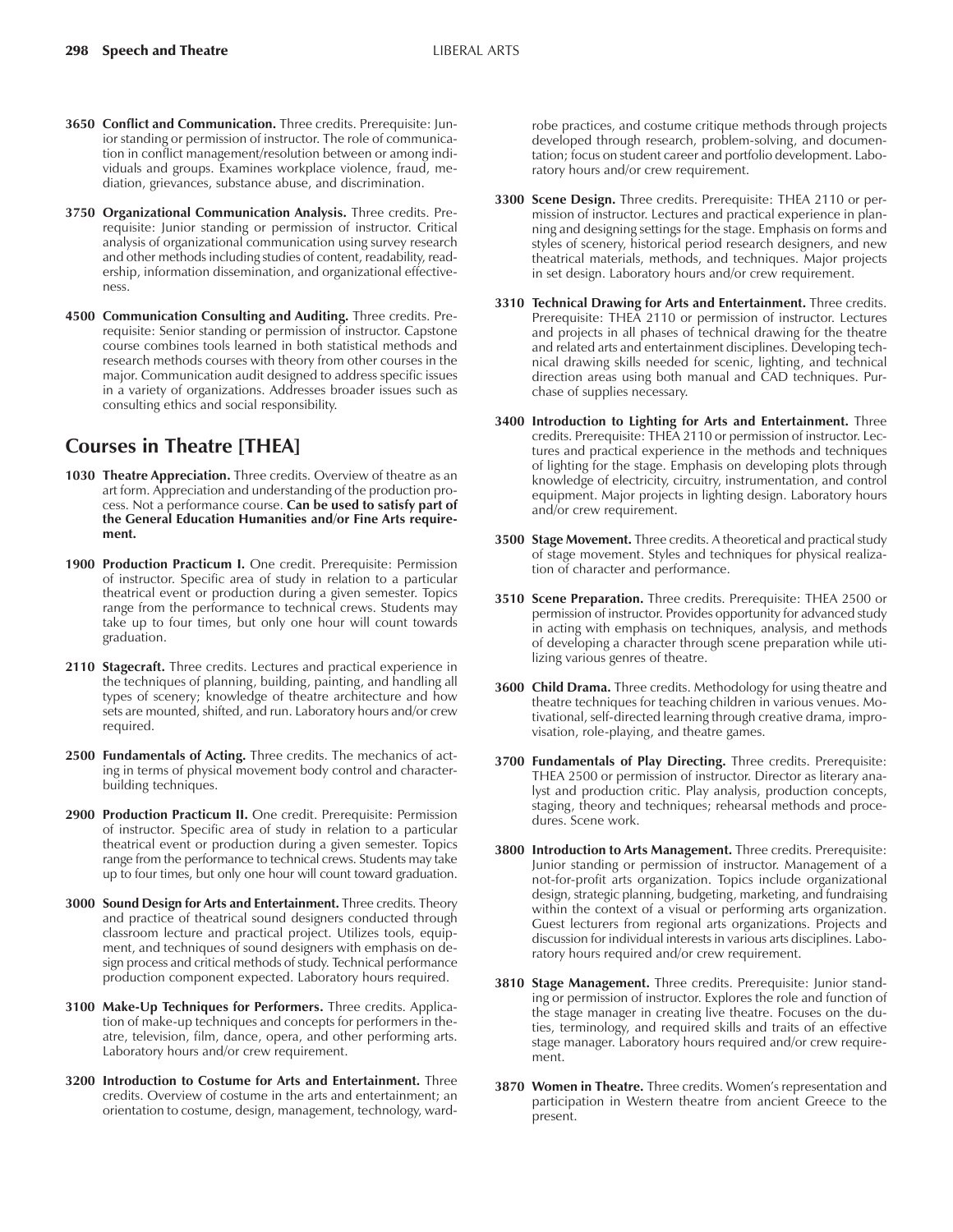**3650 Conflict and Communication.** Three credits. Prerequisite: Junior standing or permission of instructor. The role of communication in conflict management/resolution between or among individuals and groups. Examines workplace violence, fraud, mediation, grievances, substance abuse, and discrimination.

**3750 Organizational Communication Analysis.** Three credits. Prerequisite: Junior standing or permission of instructor. Critical analysis of organizational communication using survey research and other methods including studies of content, readability, readership, information dissemination, and organizational effectiveness.

**4500 Communication Consulting and Auditing.** Three credits. Prerequisite: Senior standing or permission of instructor. Capstone course combines tools learned in both statistical methods and research methods courses with theory from other courses in the major. Communication audit designed to address specific issues in a variety of organizations. Addresses broader issues such as consulting ethics and social responsibility.

## Courses in Theatre [THEA]

**1030 Theatre Appreciation.** Three credits. Overview of theatre as an art form. Appreciation and understanding of the production process. Not a performance course. **Can be used to satisfy part of the General Education Humanities and/or Fine Arts requirement.**

**1900 Production Practicum I.** One credit. Prerequisite: Permission of instructor. Specific area of study in relation to a particular theatrical event or production during a given semester. Topics range from the performance to technical crews. Students may take up to four times, but only one hour will count towards graduation.

**2110 Stagecraft.** Three credits. Lectures and practical experience in the techniques of planning, building, painting, and handling all types of scenery; knowledge of theatre architecture and how sets are mounted, shifted, and run. Laboratory hours and/or crew required.

**2500 Fundamentals of Acting.** Three credits. The mechanics of acting in terms of physical movement body control and character-building techniques.

**2900 Production Practicum II.** One credit. Prerequisite: Permission of instructor. Specific area of study in relation to a particular theatrical event or production during a given semester. Topics range from the performance to technical crews. Students may take up to four times, but only one hour will count toward graduation.

**3000 Sound Design for Arts and Entertainment.** Three credits. Theory and practice of theatrical sound designers conducted through classroom lecture and practical project. Utilizes tools, equipment, and techniques of sound designers with emphasis on design process and critical methods of study. Technical performance production component expected. Laboratory hours required.

**3100 Make-Up Techniques for Performers.** Three credits. Application of make-up techniques and concepts for performers in theatre, television, film, dance, opera, and other performing arts. Laboratory hours and/or crew requirement.

**3200 Introduction to Costume for Arts and Entertainment.** Three credits. Overview of costume in the arts and entertainment; an orientation to costume, design, management, technology, wardrobe practices, and costume critique methods through projects developed through research, problem-solving, and documentation; focus on student career and portfolio development. Laboratory hours and/or crew requirement.

**3300 Scene Design.** Three credits. Prerequisite: THEA 2110 or permission of instructor. Lectures and practical experience in planning and designing settings for the stage. Emphasis on forms and styles of scenery, historical period research designers, and new theatrical materials, methods, and techniques. Major projects in set design. Laboratory hours and/or crew requirement.

**3310 Technical Drawing for Arts and Entertainment.** Three credits. Prerequisite: THEA 2110 or permission of instructor. Lectures and projects in all phases of technical drawing for the theatre and related arts and entertainment disciplines. Developing technical drawing skills needed for scenic, lighting, and technical direction areas using both manual and CAD techniques. Purchase of supplies necessary.

**3400 Introduction to Lighting for Arts and Entertainment.** Three credits. Prerequisite: THEA 2110 or permission of instructor. Lectures and practical experience in the methods and techniques of lighting for the stage. Emphasis on developing plots through knowledge of electricity, circuitry, instrumentation, and control equipment. Major projects in lighting design. Laboratory hours and/or crew requirement.

**3500 Stage Movement.** Three credits. A theoretical and practical study of stage movement. Styles and techniques for physical realization of character and performance.

**3510 Scene Preparation.** Three credits. Prerequisite: THEA 2500 or permission of instructor. Provides opportunity for advanced study in acting with emphasis on techniques, analysis, and methods of developing a character through scene preparation while utilizing various genres of theatre.

**3600 Child Drama.** Three credits. Methodology for using theatre and theatre techniques for teaching children in various venues. Motivational, self-directed learning through creative drama, improvisation, role-playing, and theatre games.

**3700 Fundamentals of Play Directing.** Three credits. Prerequisite: THEA 2500 or permission of instructor. Director as literary analyst and production critic. Play analysis, production concepts, staging, theory and techniques; rehearsal methods and procedures. Scene work.

**3800 Introduction to Arts Management.** Three credits. Prerequisite: Junior standing or permission of instructor. Management of a not-for-profit arts organization. Topics include organizational design, strategic planning, budgeting, marketing, and fundraising within the context of a visual or performing arts organization. Guest lecturers from regional arts organizations. Projects and discussion for individual interests in various arts disciplines. Laboratory hours required and/or crew requirement.

**3810 Stage Management.** Three credits. Prerequisite: Junior standing or permission of instructor. Explores the role and function of the stage manager in creating live theatre. Focuses on the duties, terminology, and required skills and traits of an effective stage manager. Laboratory hours required and/or crew requirement.

**3870 Women in Theatre.** Three credits. Women's representation and participation in Western theatre from ancient Greece to the present.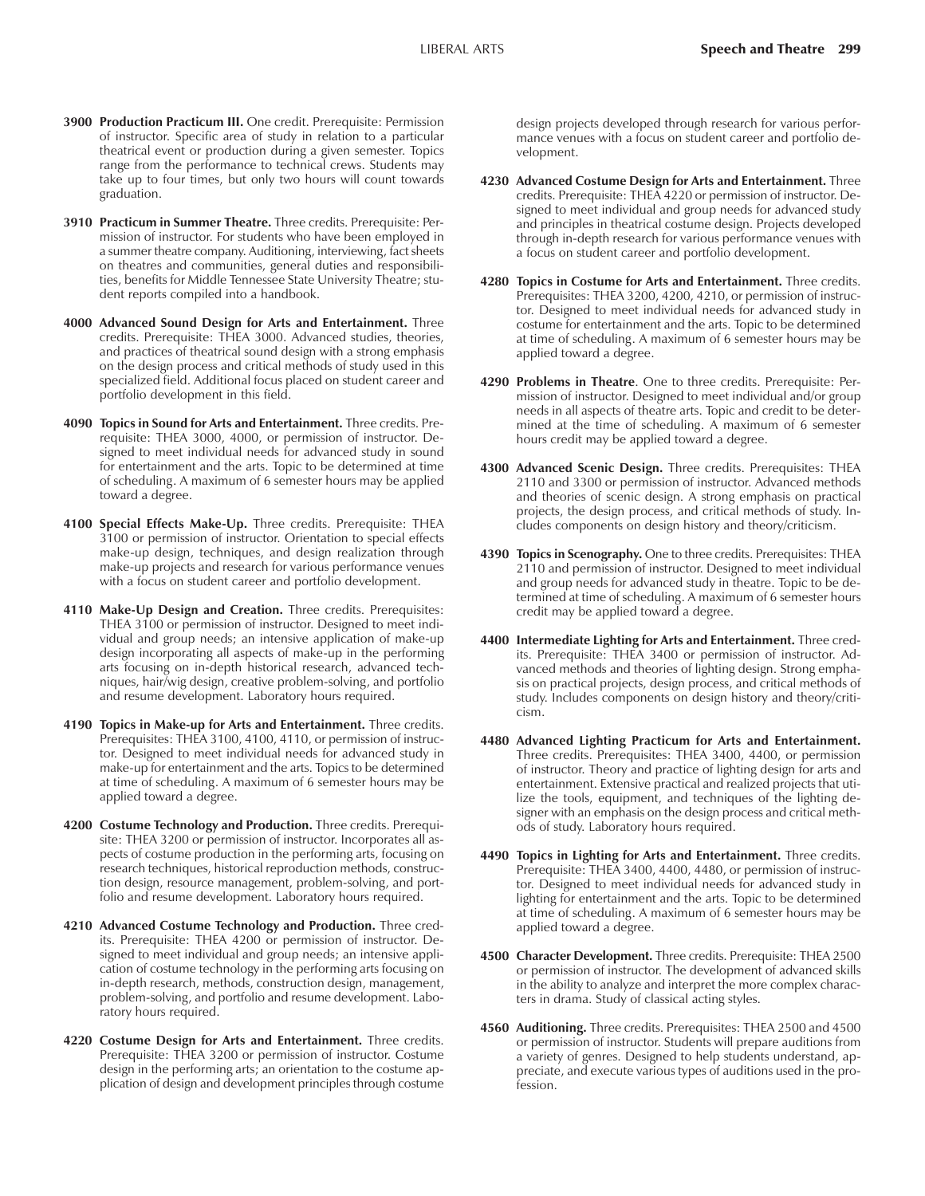**3900 Production Practicum III.** One credit. Prerequisite: Permission of instructor. Specific area of study in relation to a particular theatrical event or production during a given semester. Topics range from the performance to technical crews. Students may take up to four times, but only two hours will count towards graduation.

**3910 Practicum in Summer Theatre.** Three credits. Prerequisite: Permission of instructor. For students who have been employed in a summer theatre company. Auditioning, interviewing, fact sheets on theatres and communities, general duties and responsibilities, benefits for Middle Tennessee State University Theatre; student reports compiled into a handbook.

**4000 Advanced Sound Design for Arts and Entertainment.** Three credits. Prerequisite: THEA 3000. Advanced studies, theories, and practices of theatrical sound design with a strong emphasis on the design process and critical methods of study used in this specialized field. Additional focus placed on student career and portfolio development in this field.

**4090 Topics in Sound for Arts and Entertainment.** Three credits. Prerequisite: THEA 3000, 4000, or permission of instructor. Designed to meet individual needs for advanced study in sound for entertainment and the arts. Topic to be determined at time of scheduling. A maximum of 6 semester hours may be applied toward a degree.

**4100 Special Effects Make-Up.** Three credits. Prerequisite: THEA 3100 or permission of instructor. Orientation to special effects make-up design, techniques, and design realization through make-up projects and research for various performance venues with a focus on student career and portfolio development.

**4110 Make-Up Design and Creation.** Three credits. Prerequisites: THEA 3100 or permission of instructor. Designed to meet individual and group needs; an intensive application of make-up design incorporating all aspects of make-up in the performing arts focusing on in-depth historical research, advanced techniques, hair/wig design, creative problem-solving, and portfolio and resume development. Laboratory hours required.

**4190 Topics in Make-up for Arts and Entertainment.** Three credits. Prerequisites: THEA 3100, 4100, 4110, or permission of instructor. Designed to meet individual needs for advanced study in make-up for entertainment and the arts. Topics to be determined at time of scheduling. A maximum of 6 semester hours may be applied toward a degree.

**4200 Costume Technology and Production.** Three credits. Prerequisite: THEA 3200 or permission of instructor. Incorporates all aspects of costume production in the performing arts, focusing on research techniques, historical reproduction methods, construction design, resource management, problem-solving, and portfolio and resume development. Laboratory hours required.

**4210 Advanced Costume Technology and Production.** Three credits. Prerequisite: THEA 4200 or permission of instructor. Designed to meet individual and group needs; an intensive application of costume technology in the performing arts focusing on in-depth research, methods, construction design, management, problem-solving, and portfolio and resume development. Laboratory hours required.

**4220 Costume Design for Arts and Entertainment.** Three credits. Prerequisite: THEA 3200 or permission of instructor. Costume design in the performing arts; an orientation to the costume application of design and development principles through costume design projects developed through research for various performance venues with a focus on student career and portfolio development.

**4230 Advanced Costume Design for Arts and Entertainment.** Three credits. Prerequisite: THEA 4220 or permission of instructor. Designed to meet individual and group needs for advanced study and principles in theatrical costume design. Projects developed through in-depth research for various performance venues with a focus on student career and portfolio development.

**4280 Topics in Costume for Arts and Entertainment.** Three credits. Prerequisites: THEA 3200, 4200, 4210, or permission of instructor. Designed to meet individual needs for advanced study in costume for entertainment and the arts. Topic to be determined at time of scheduling. A maximum of 6 semester hours may be applied toward a degree.

**4290 Problems in Theatre**. One to three credits. Prerequisite: Permission of instructor. Designed to meet individual and/or group needs in all aspects of theatre arts. Topic and credit to be determined at the time of scheduling. A maximum of 6 semester hours credit may be applied toward a degree.

**4300 Advanced Scenic Design.** Three credits. Prerequisites: THEA 2110 and 3300 or permission of instructor. Advanced methods and theories of scenic design. A strong emphasis on practical projects, the design process, and critical methods of study. Includes components on design history and theory/criticism.

**4390 Topics in Scenography.** One to three credits. Prerequisites: THEA 2110 and permission of instructor. Designed to meet individual and group needs for advanced study in theatre. Topic to be determined at time of scheduling. A maximum of 6 semester hours credit may be applied toward a degree.

**4400 Intermediate Lighting for Arts and Entertainment.** Three credits. Prerequisite: THEA 3400 or permission of instructor. Advanced methods and theories of lighting design. Strong emphasis on practical projects, design process, and critical methods of study. Includes components on design history and theory/criticism.

**4480 Advanced Lighting Practicum for Arts and Entertainment.** Three credits. Prerequisites: THEA 3400, 4400, or permission of instructor. Theory and practice of lighting design for arts and entertainment. Extensive practical and realized projects that utilize the tools, equipment, and techniques of the lighting designer with an emphasis on the design process and critical methods of study. Laboratory hours required.

**4490 Topics in Lighting for Arts and Entertainment.** Three credits. Prerequisite: THEA 3400, 4400, 4480, or permission of instructor. Designed to meet individual needs for advanced study in lighting for entertainment and the arts. Topic to be determined at time of scheduling. A maximum of 6 semester hours may be applied toward a degree.

**4500 Character Development.** Three credits. Prerequisite: THEA 2500 or permission of instructor. The development of advanced skills in the ability to analyze and interpret the more complex characters in drama. Study of classical acting styles.

**4560 Auditioning.** Three credits. Prerequisites: THEA 2500 and 4500 or permission of instructor. Students will prepare auditions from a variety of genres. Designed to help students understand, appreciate, and execute various types of auditions used in the profession.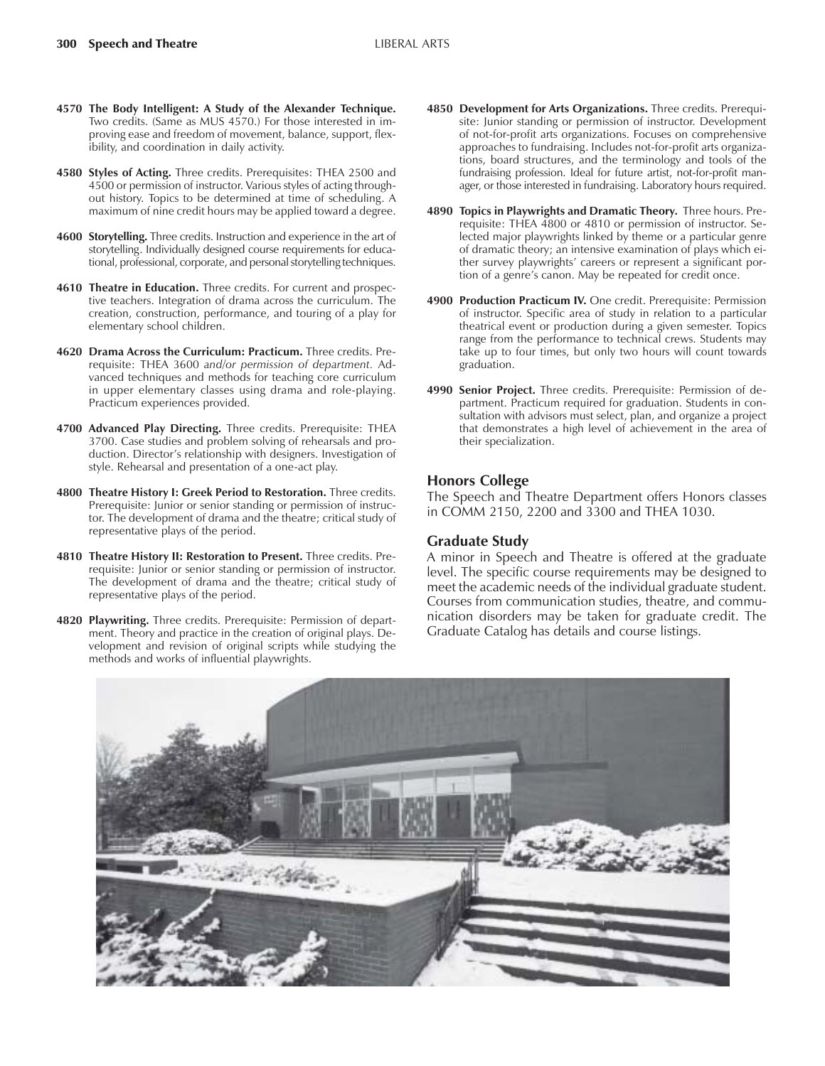**4570 The Body Intelligent: A Study of the Alexander Technique.** Two credits. (Same as MUS 4570.) For those interested in improving ease and freedom of movement, balance, support, flexibility, and coordination in daily activity.

**4580 Styles of Acting.** Three credits. Prerequisites: THEA 2500 and 4500 or permission of instructor. Various styles of acting throughout history. Topics to be determined at time of scheduling. A maximum of nine credit hours may be applied toward a degree.

**4600 Storytelling.** Three credits. Instruction and experience in the art of storytelling. Individually designed course requirements for educational, professional, corporate, and personal storytelling techniques.

**4610 Theatre in Education.** Three credits. For current and prospective teachers. Integration of drama across the curriculum. The creation, construction, performance, and touring of a play for elementary school children.

**4620 Drama Across the Curriculum: Practicum.** Three credits. Prerequisite: THEA 3600 *and/or permission of department.* Advanced techniques and methods for teaching core curriculum in upper elementary classes using drama and role-playing. Practicum experiences provided.

**4700 Advanced Play Directing.** Three credits. Prerequisite: THEA 3700. Case studies and problem solving of rehearsals and production. Director's relationship with designers. Investigation of style. Rehearsal and presentation of a one-act play.

**4800 Theatre History I: Greek Period to Restoration.** Three credits. Prerequisite: Junior or senior standing or permission of instructor. The development of drama and the theatre; critical study of representative plays of the period.

**4810 Theatre History II: Restoration to Present.** Three credits. Prerequisite: Junior or senior standing or permission of instructor. The development of drama and the theatre; critical study of representative plays of the period.

**4820 Playwriting.** Three credits. Prerequisite: Permission of department. Theory and practice in the creation of original plays. Development and revision of original scripts while studying the methods and works of influential playwrights.

**4850 Development for Arts Organizations.** Three credits. Prerequisite: Junior standing or permission of instructor. Development of not-for-profit arts organizations. Focuses on comprehensive approaches to fundraising. Includes not-for-profit arts organizations, board structures, and the terminology and tools of the fundraising profession. Ideal for future artist, not-for-profit manager, or those interested in fundraising. Laboratory hours required.

**4890 Topics in Playwrights and Dramatic Theory.** Three hours. Prerequisite: THEA 4800 or 4810 or permission of instructor. Selected major playwrights linked by theme or a particular genre of dramatic theory; an intensive examination of plays which either survey playwrights' careers or represent a significant portion of a genre's canon. May be repeated for credit once.

**4900 Production Practicum IV.** One credit. Prerequisite: Permission of instructor. Specific area of study in relation to a particular theatrical event or production during a given semester. Topics range from the performance to technical crews. Students may take up to four times, but only two hours will count towards graduation.

**4990 Senior Project.** Three credits. Prerequisite: Permission of department. Practicum required for graduation. Students in consultation with advisors must select, plan, and organize a project that demonstrates a high level of achievement in the area of their specialization.

## Honors College

The Speech and Theatre Department offers Honors classes in COMM 2150, 2200 and 3300 and THEA 1030.

## Graduate Study

A minor in Speech and Theatre is offered at the graduate level. The specific course requirements may be designed to meet the academic needs of the individual graduate student. Courses from communication studies, theatre, and communication disorders may be taken for graduate credit. The Graduate Catalog has details and course listings.